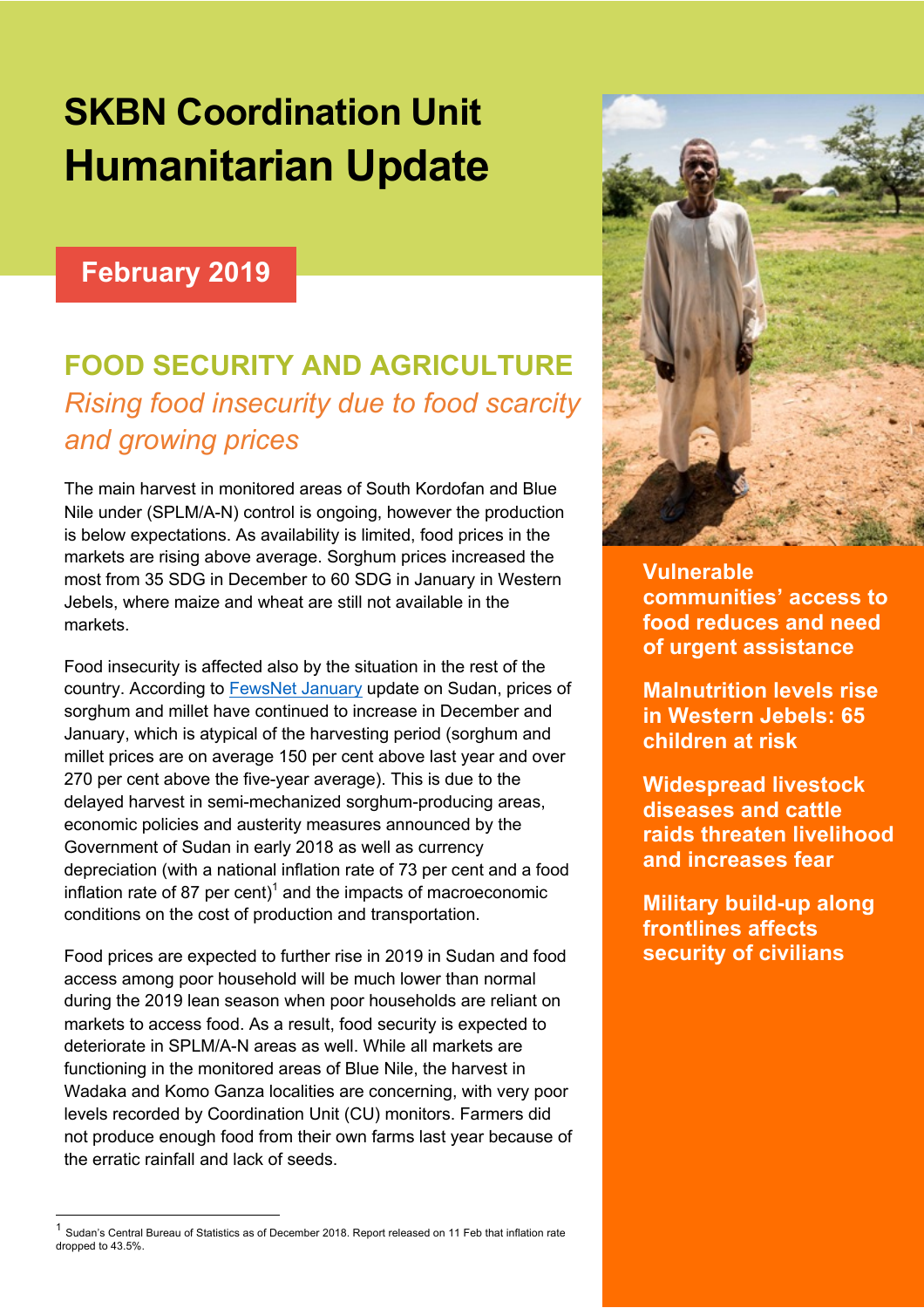# SKBN Coordination Unit
# Humanitarian Update

## February 2019

## FOOD SECURITY AND AGRICULTURE

### *Rising food insecurity due to food scarcity and growing prices*

The main harvest in monitored areas of South Kordofan and Blue Nile under (SPLM/A-N) control is ongoing, however the production is below expectations. As availability is limited, food prices in the markets are rising above average. Sorghum prices increased the most from 35 SDG in December to 60 SDG in January in Western Jebels, where maize and wheat are still not available in the markets.

Food insecurity is affected also by the situation in the rest of the country. According to FewsNet January update on Sudan, prices of sorghum and millet have continued to increase in December and January, which is atypical of the harvesting period (sorghum and millet prices are on average 150 per cent above last year and over 270 per cent above the five-year average). This is due to the delayed harvest in semi-mechanized sorghum-producing areas, economic policies and austerity measures announced by the Government of Sudan in early 2018 as well as currency depreciation (with a national inflation rate of 73 per cent and a food inflation rate of 87 per cent)[1] and the impacts of macroeconomic conditions on the cost of production and transportation.

Food prices are expected to further rise in 2019 in Sudan and food access among poor household will be much lower than normal during the 2019 lean season when poor households are reliant on markets to access food. As a result, food security is expected to deteriorate in SPLM/A-N areas as well. While all markets are functioning in the monitored areas of Blue Nile, the harvest in Wadaka and Komo Ganza localities are concerning, with very poor levels recorded by Coordination Unit (CU) monitors. Farmers did not produce enough food from their own farms last year because of the erratic rainfall and lack of seeds.

**Vulnerable communities' access to food reduces and need of urgent assistance**

**Malnutrition levels rise in Western Jebels: 65 children at risk**

**Widespread livestock diseases and cattle raids threaten livelihood and increases fear**

**Military build-up along frontlines affects security of civilians**

---

[1] Sudan's Central Bureau of Statistics as of December 2018. Report released on 11 Feb that inflation rate dropped to 43.5%.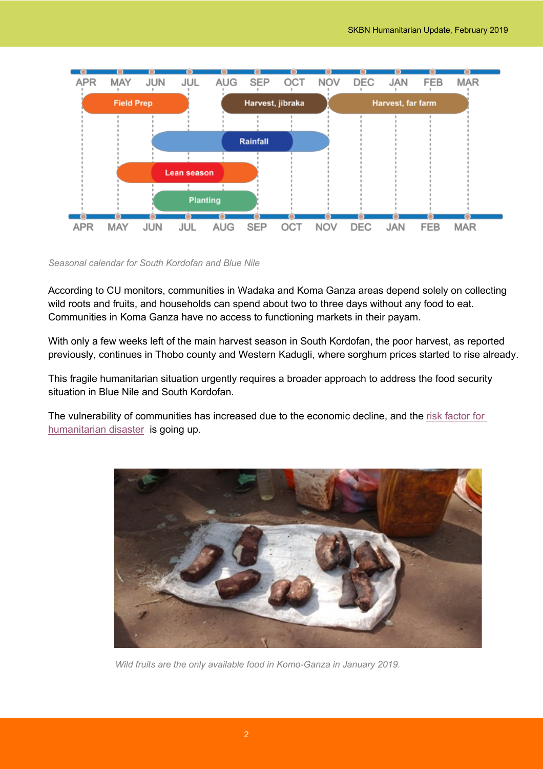*Seasonal calendar for South Kordofan and Blue Nile*

According to CU monitors, communities in Wadaka and Koma Ganza areas depend solely on collecting wild roots and fruits, and households can spend about two to three days without any food to eat. Communities in Koma Ganza have no access to functioning markets in their payam.

With only a few weeks left of the main harvest season in South Kordofan, the poor harvest, as reported previously, continues in Thobo county and Western Kadugli, where sorghum prices started to rise already.

This fragile humanitarian situation urgently requires a broader approach to address the food security situation in Blue Nile and South Kordofan.

The vulnerability of communities has increased due to the economic decline, and the risk factor for humanitarian disaster is going up.

*Wild fruits are the only available food in Komo-Ganza in January 2019.*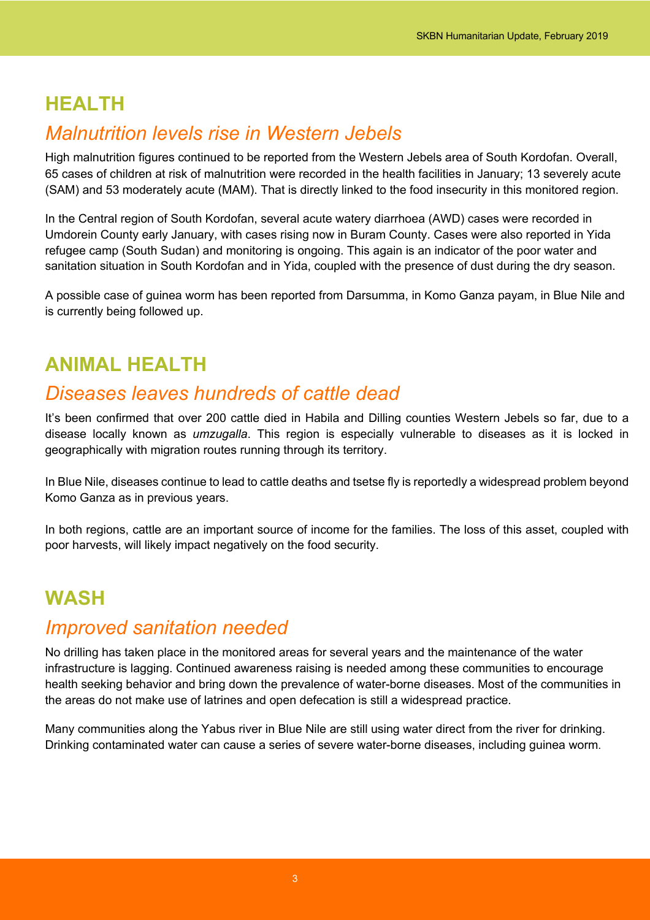# HEALTH

## *Malnutrition levels rise in Western Jebels*

High malnutrition figures continued to be reported from the Western Jebels area of South Kordofan. Overall, 65 cases of children at risk of malnutrition were recorded in the health facilities in January; 13 severely acute (SAM) and 53 moderately acute (MAM). That is directly linked to the food insecurity in this monitored region.

In the Central region of South Kordofan, several acute watery diarrhoea (AWD) cases were recorded in Umdorein County early January, with cases rising now in Buram County. Cases were also reported in Yida refugee camp (South Sudan) and monitoring is ongoing. This again is an indicator of the poor water and sanitation situation in South Kordofan and in Yida, coupled with the presence of dust during the dry season.

A possible case of guinea worm has been reported from Darsumma, in Komo Ganza payam, in Blue Nile and is currently being followed up.

# ANIMAL HEALTH

## *Diseases leaves hundreds of cattle dead*

It's been confirmed that over 200 cattle died in Habila and Dilling counties Western Jebels so far, due to a disease locally known as *umzugalla*. This region is especially vulnerable to diseases as it is locked in geographically with migration routes running through its territory.

In Blue Nile, diseases continue to lead to cattle deaths and tsetse fly is reportedly a widespread problem beyond Komo Ganza as in previous years.

In both regions, cattle are an important source of income for the families. The loss of this asset, coupled with poor harvests, will likely impact negatively on the food security.

# WASH

## *Improved sanitation needed*

No drilling has taken place in the monitored areas for several years and the maintenance of the water infrastructure is lagging. Continued awareness raising is needed among these communities to encourage health seeking behavior and bring down the prevalence of water-borne diseases. Most of the communities in the areas do not make use of latrines and open defecation is still a widespread practice.

Many communities along the Yabus river in Blue Nile are still using water direct from the river for drinking. Drinking contaminated water can cause a series of severe water-borne diseases, including guinea worm.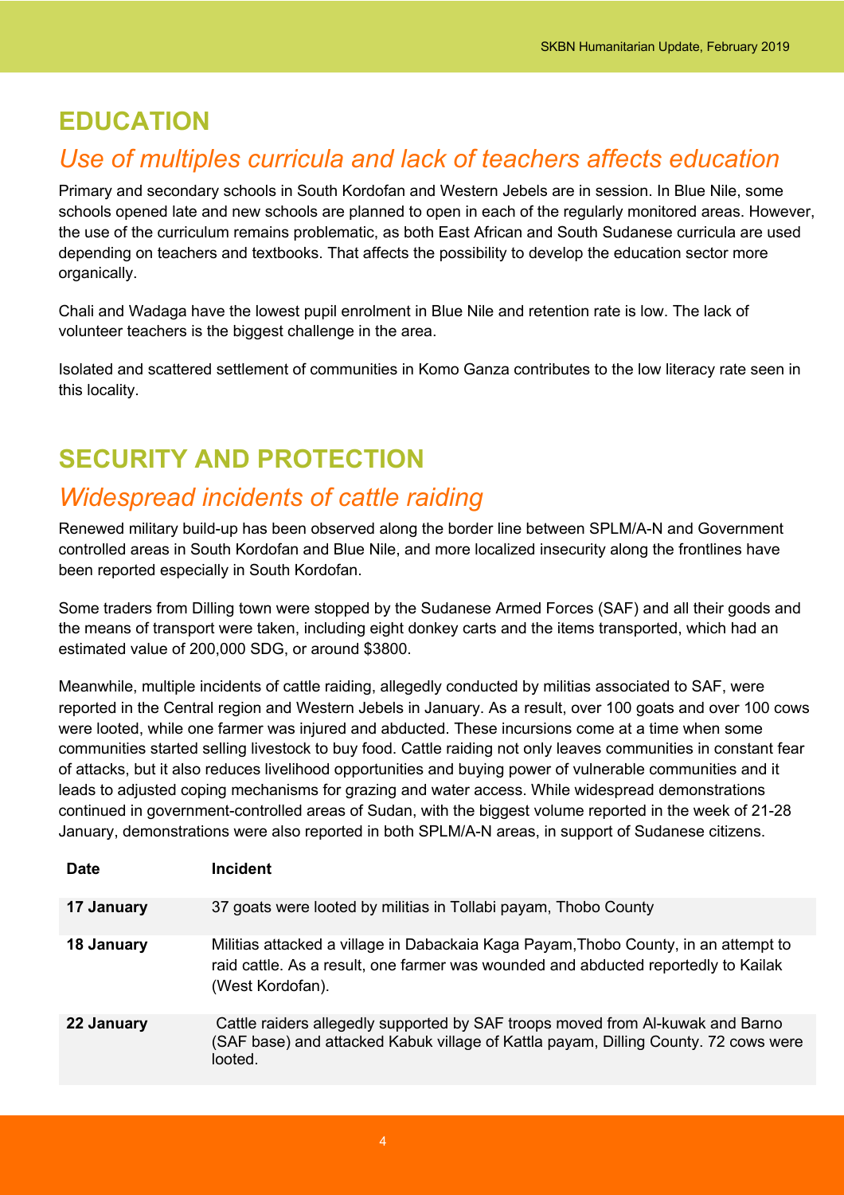## EDUCATION

### *Use of multiples curricula and lack of teachers affects education*

Primary and secondary schools in South Kordofan and Western Jebels are in session. In Blue Nile, some schools opened late and new schools are planned to open in each of the regularly monitored areas. However, the use of the curriculum remains problematic, as both East African and South Sudanese curricula are used depending on teachers and textbooks. That affects the possibility to develop the education sector more organically.

Chali and Wadaga have the lowest pupil enrolment in Blue Nile and retention rate is low. The lack of volunteer teachers is the biggest challenge in the area.

Isolated and scattered settlement of communities in Komo Ganza contributes to the low literacy rate seen in this locality.

## SECURITY AND PROTECTION

### *Widespread incidents of cattle raiding*

Renewed military build-up has been observed along the border line between SPLM/A-N and Government controlled areas in South Kordofan and Blue Nile, and more localized insecurity along the frontlines have been reported especially in South Kordofan.

Some traders from Dilling town were stopped by the Sudanese Armed Forces (SAF) and all their goods and the means of transport were taken, including eight donkey carts and the items transported, which had an estimated value of 200,000 SDG, or around $3800.

Meanwhile, multiple incidents of cattle raiding, allegedly conducted by militias associated to SAF, were reported in the Central region and Western Jebels in January. As a result, over 100 goats and over 100 cows were looted, while one farmer was injured and abducted. These incursions come at a time when some communities started selling livestock to buy food. Cattle raiding not only leaves communities in constant fear of attacks, but it also reduces livelihood opportunities and buying power of vulnerable communities and it leads to adjusted coping mechanisms for grazing and water access. While widespread demonstrations continued in government-controlled areas of Sudan, with the biggest volume reported in the week of 21-28 January, demonstrations were also reported in both SPLM/A-N areas, in support of Sudanese citizens.

| Date | Incident |
|---|---|
| **17 January** | 37 goats were looted by militias in Tollabi payam, Thobo County |
| **18 January** | Militias attacked a village in Dabackaia Kaga Payam,Thobo County, in an attempt to raid cattle. As a result, one farmer was wounded and abducted reportedly to Kailak (West Kordofan). |
| **22 January** | Cattle raiders allegedly supported by SAF troops moved from Al-kuwak and Barno (SAF base) and attacked Kabuk village of Kattla payam, Dilling County. 72 cows were looted. |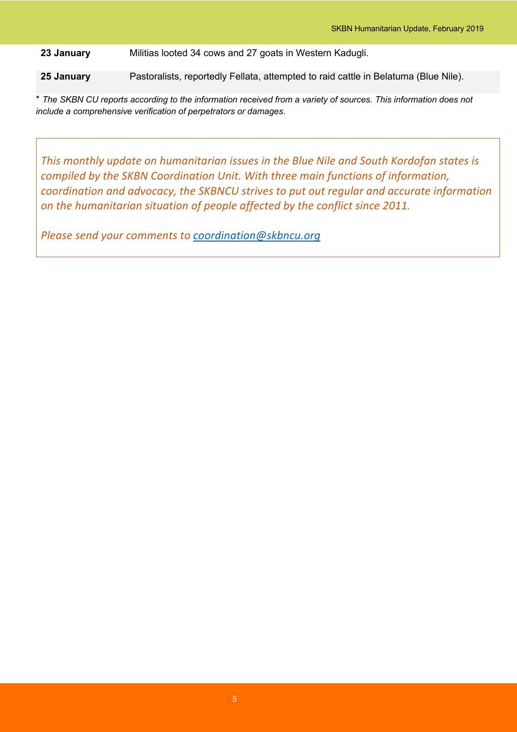| | |
|---|---|
| **23 January** | Militias looted 34 cows and 27 goats in Western Kadugli. |
| **25 January** | Pastoralists, reportedly Fellata, attempted to raid cattle in Belatuma (Blue Nile). |

* *The SKBN CU reports according to the information received from a variety of sources. This information does not include a comprehensive verification of perpetrators or damages.*

*This monthly update on humanitarian issues in the Blue Nile and South Kordofan states is compiled by the SKBN Coordination Unit. With three main functions of information, coordination and advocacy, the SKBNCU strives to put out regular and accurate information on the humanitarian situation of people affected by the conflict since 2011.*

*Please send your comments to coordination@skbncu.org*